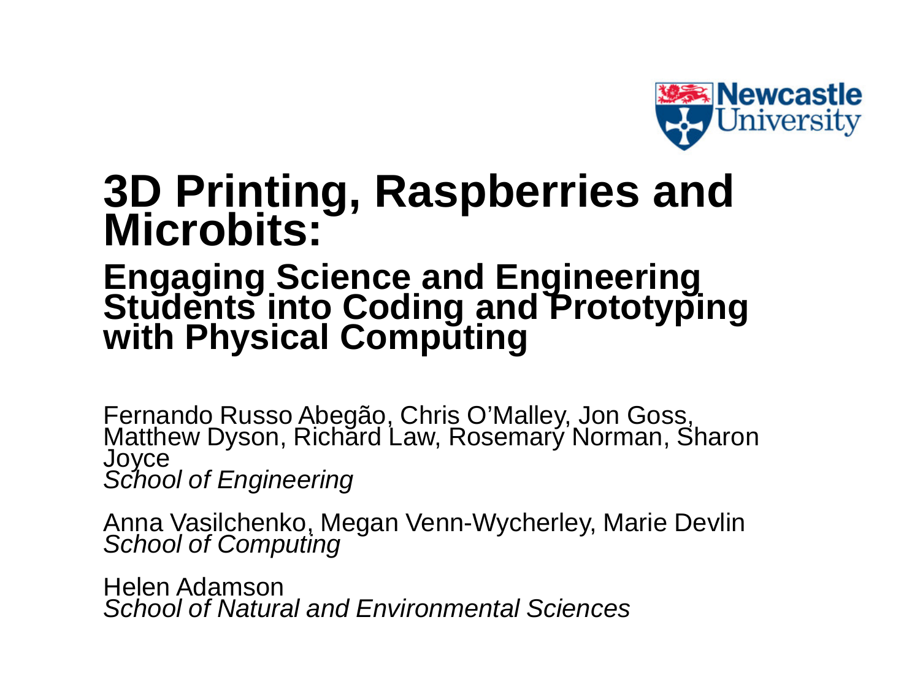Newcastle University

# 3D Printing, Raspberries and Microbits:

## Engaging Science and Engineering Students into Coding and Prototyping with Physical Computing

Fernando Russo Abegão, Chris O'Malley, Jon Goss, Matthew Dyson, Richard Law, Rosemary Norman, Sharon Joyce
*School of Engineering*

Anna Vasilchenko, Megan Venn-Wycherley, Marie Devlin
*School of Computing*

Helen Adamson
*School of Natural and Environmental Sciences*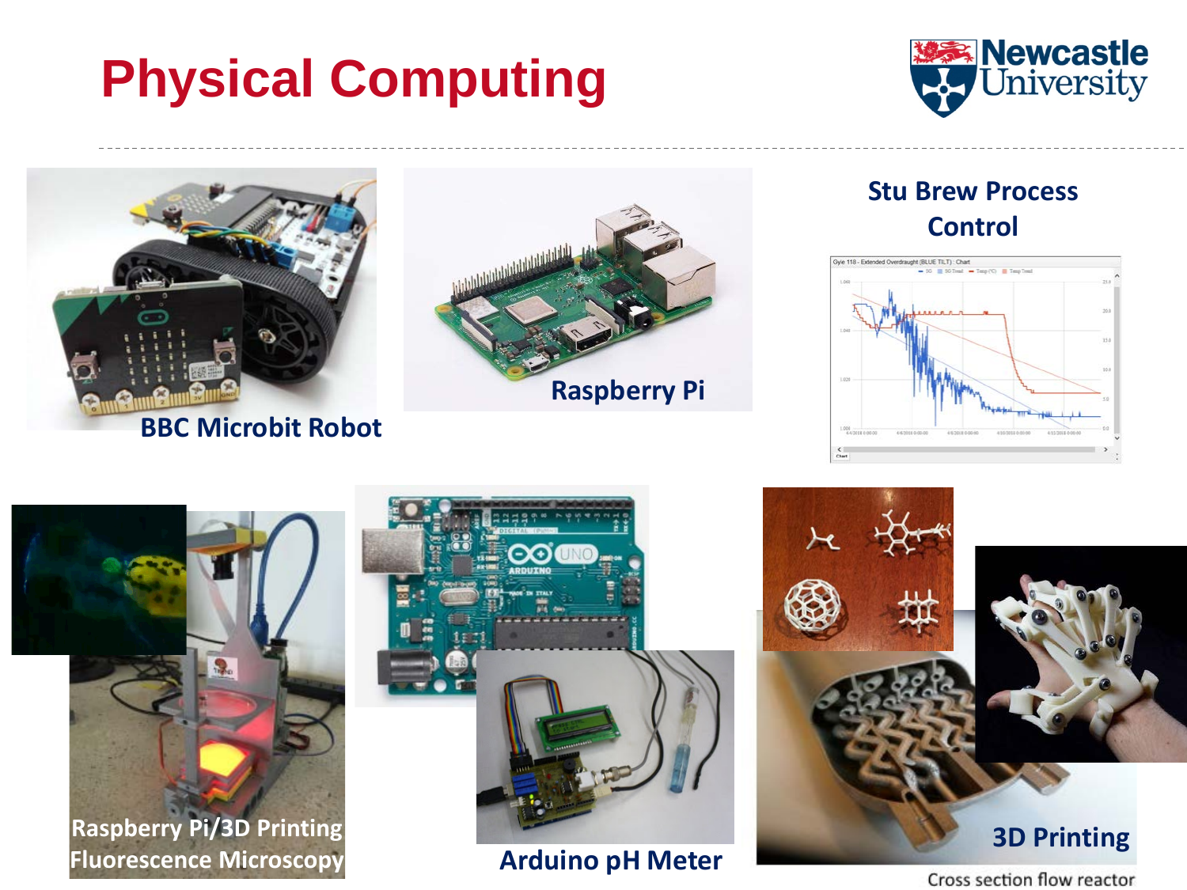# Physical Computing

BBC Microbit Robot

Raspberry Pi

Stu Brew Process Control

Raspberry Pi/3D Printing Fluorescence Microscopy

Arduino pH Meter

3D Printing

Cross section flow reactor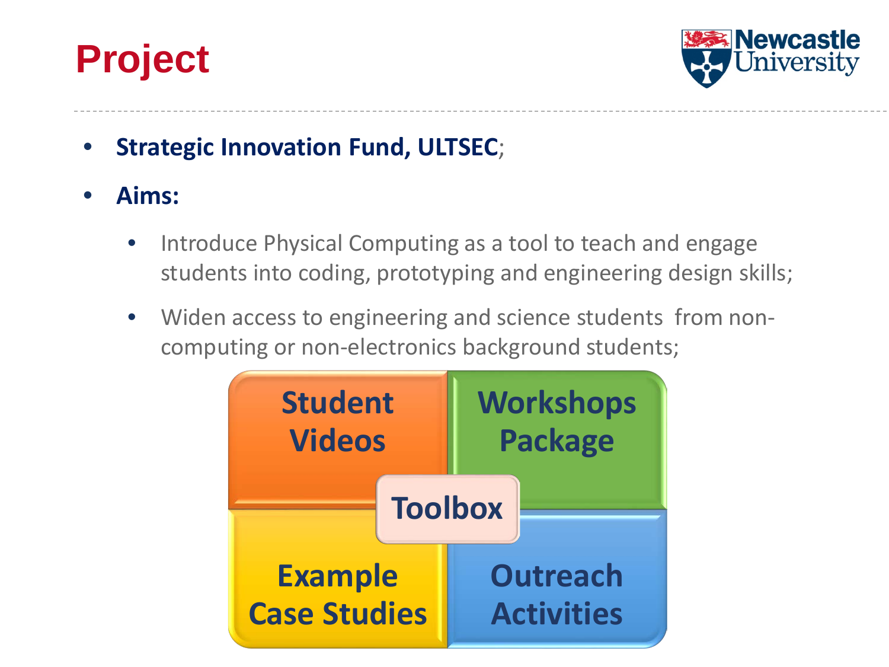# Project

- **Strategic Innovation Fund, ULTSEC**;
- **Aims:**
  - Introduce Physical Computing as a tool to teach and engage students into coding, prototyping and engineering design skills;
  - Widen access to engineering and science students from non-computing or non-electronics background students;

**Student Videos** | **Workshops Package** | **Toolbox** | **Example Case Studies** | **Outreach Activities**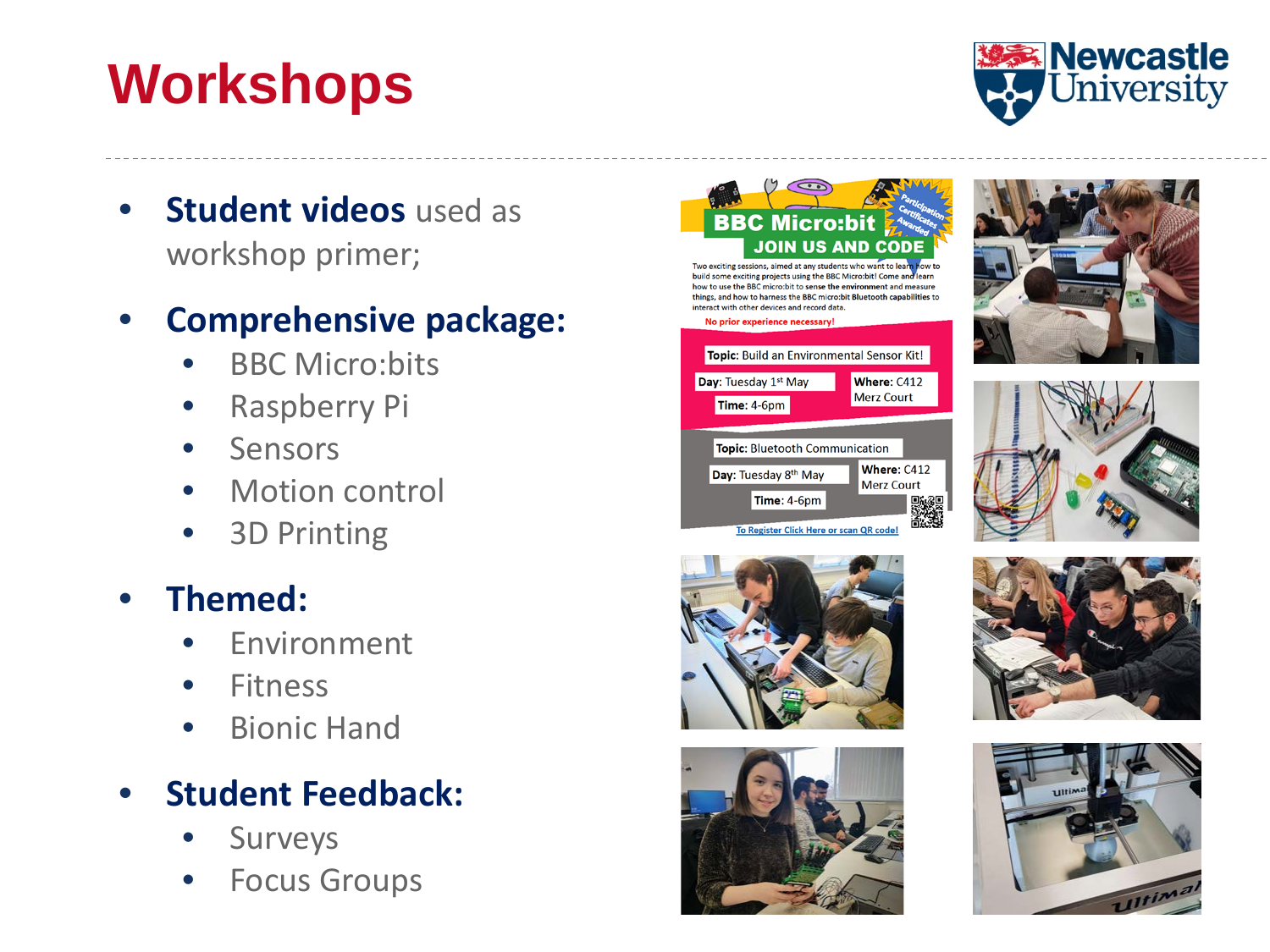# Workshops

- **Student videos** used as workshop primer;
- **Comprehensive package:**
  - BBC Micro:bits
  - Raspberry Pi
  - Sensors
  - Motion control
  - 3D Printing
- **Themed:**
  - Environment
  - Fitness
  - Bionic Hand
- **Student Feedback:**
  - Surveys
  - Focus Groups

**BBC Micro:bit**
**JOIN US AND CODE**

Participation Certificates Awarded

Two exciting sessions, aimed at any students who want to learn how to build some exciting projects using the BBC Micro:bit! Come and learn how to use the BBC micro:bit to sense the environment and measure things, and how to harness the BBC micro:bit Bluetooth capabilities to interact with other devices and record data.

No prior experience necessary!

**Topic:** Build an Environmental Sensor Kit!
**Day:** Tuesday 1st May
**Where:** C412 Merz Court
**Time:** 4-6pm

**Topic:** Bluetooth Communication
**Day:** Tuesday 8th May
**Where:** C412 Merz Court
**Time:** 4-6pm

To Register Click Here or scan QR code!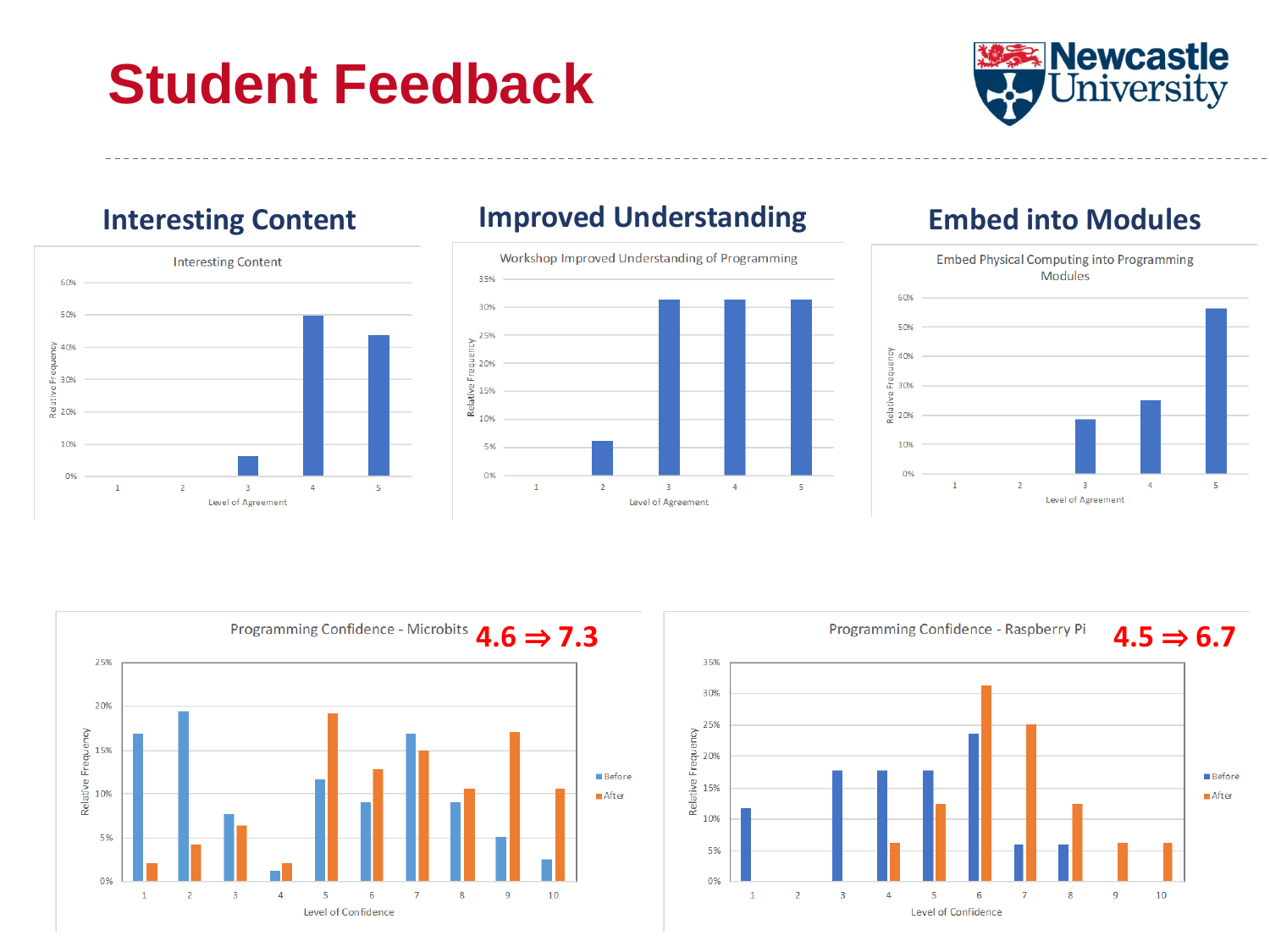# Student Feedback

## Interesting Content

Interesting Content

Relative Frequency / Level of Agreement

## Improved Understanding

Workshop Improved Understanding of Programming

Relative Frequency / Level of Agreement

## Embed into Modules

Embed Physical Computing into Programming Modules

Relative Frequency / Level of Agreement

Programming Confidence - Microbits **4.6 ⇒ 7.3**

Relative Frequency / Level of Confidence (Before, After)

Programming Confidence - Raspberry Pi **4.5 ⇒ 6.7**

Relative Frequency / Level of Confidence (Before, After)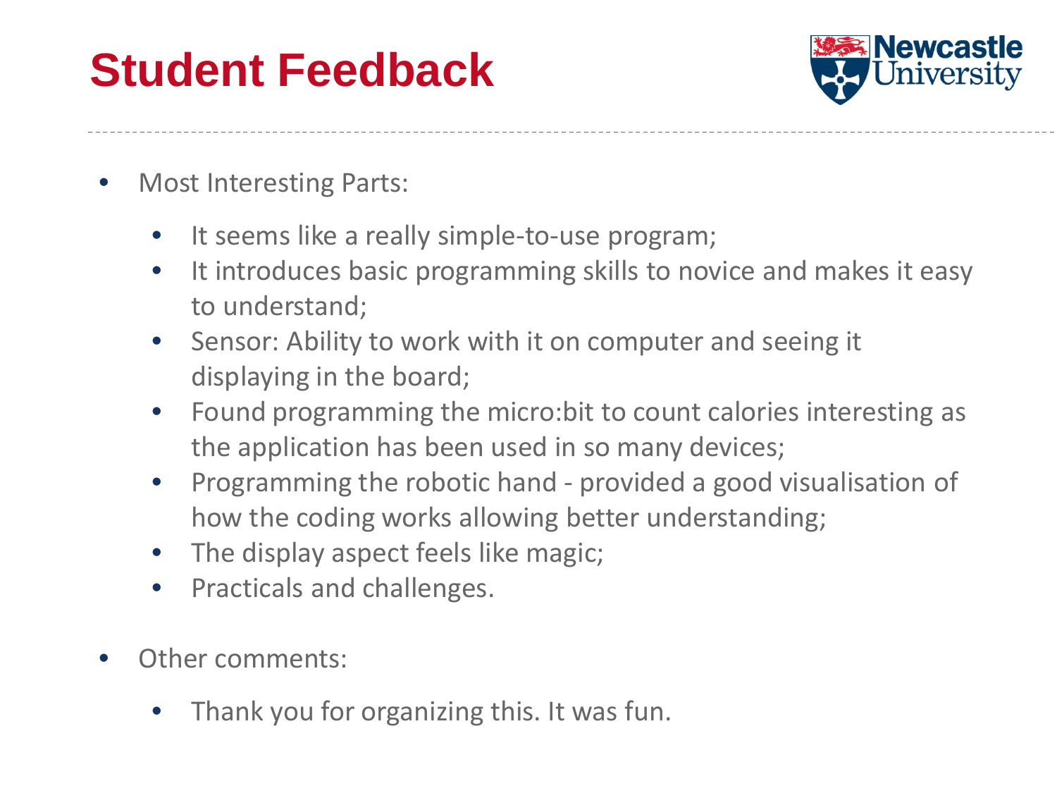# Student Feedback

- Most Interesting Parts:
  - It seems like a really simple-to-use program;
  - It introduces basic programming skills to novice and makes it easy to understand;
  - Sensor: Ability to work with it on computer and seeing it displaying in the board;
  - Found programming the micro:bit to count calories interesting as the application has been used in so many devices;
  - Programming the robotic hand - provided a good visualisation of how the coding works allowing better understanding;
  - The display aspect feels like magic;
  - Practicals and challenges.
- Other comments:
  - Thank you for organizing this. It was fun.